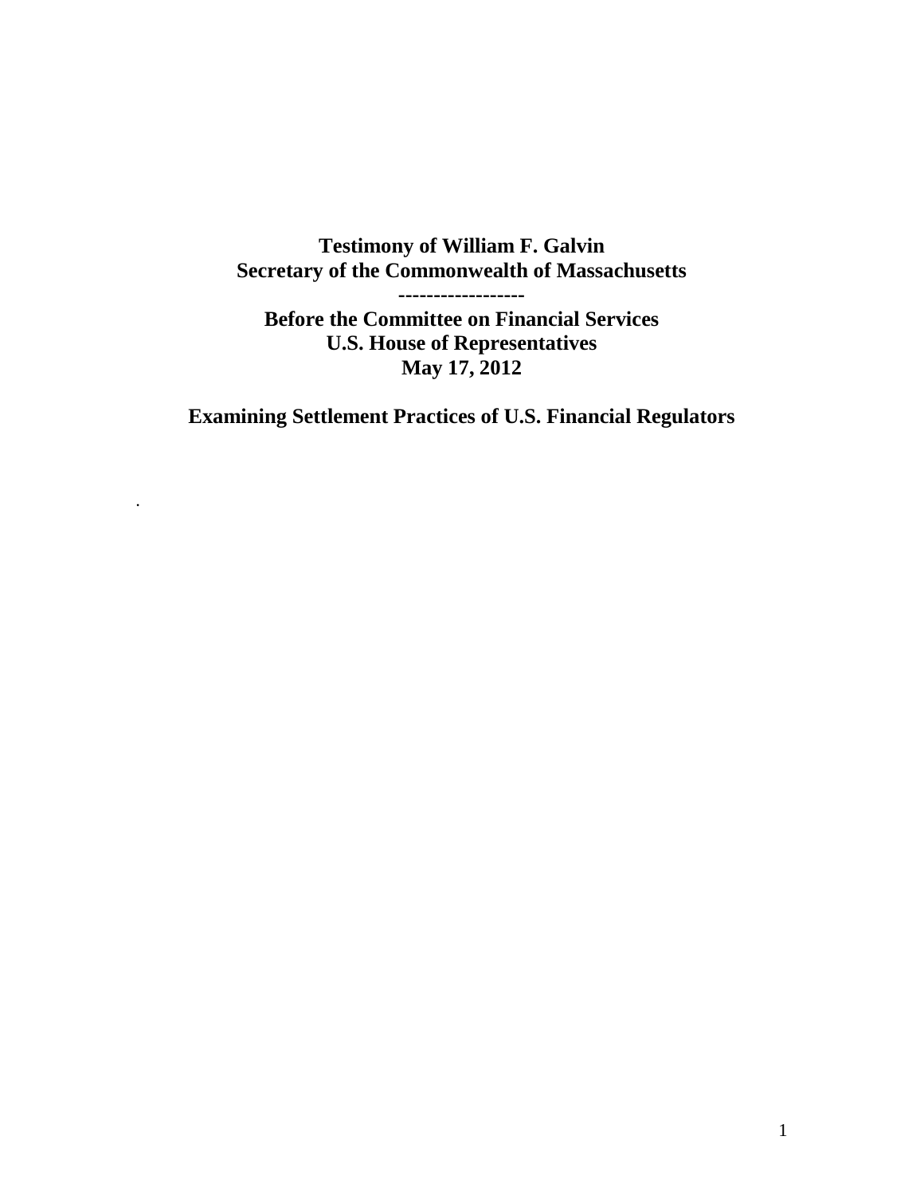**Testimony of William F. Galvin**
**Secretary of the Commonwealth of Massachusetts**
**------------------**
**Before the Committee on Financial Services**
**U.S. House of Representatives**
**May 17, 2012**

# Examining Settlement Practices of U.S. Financial Regulators

.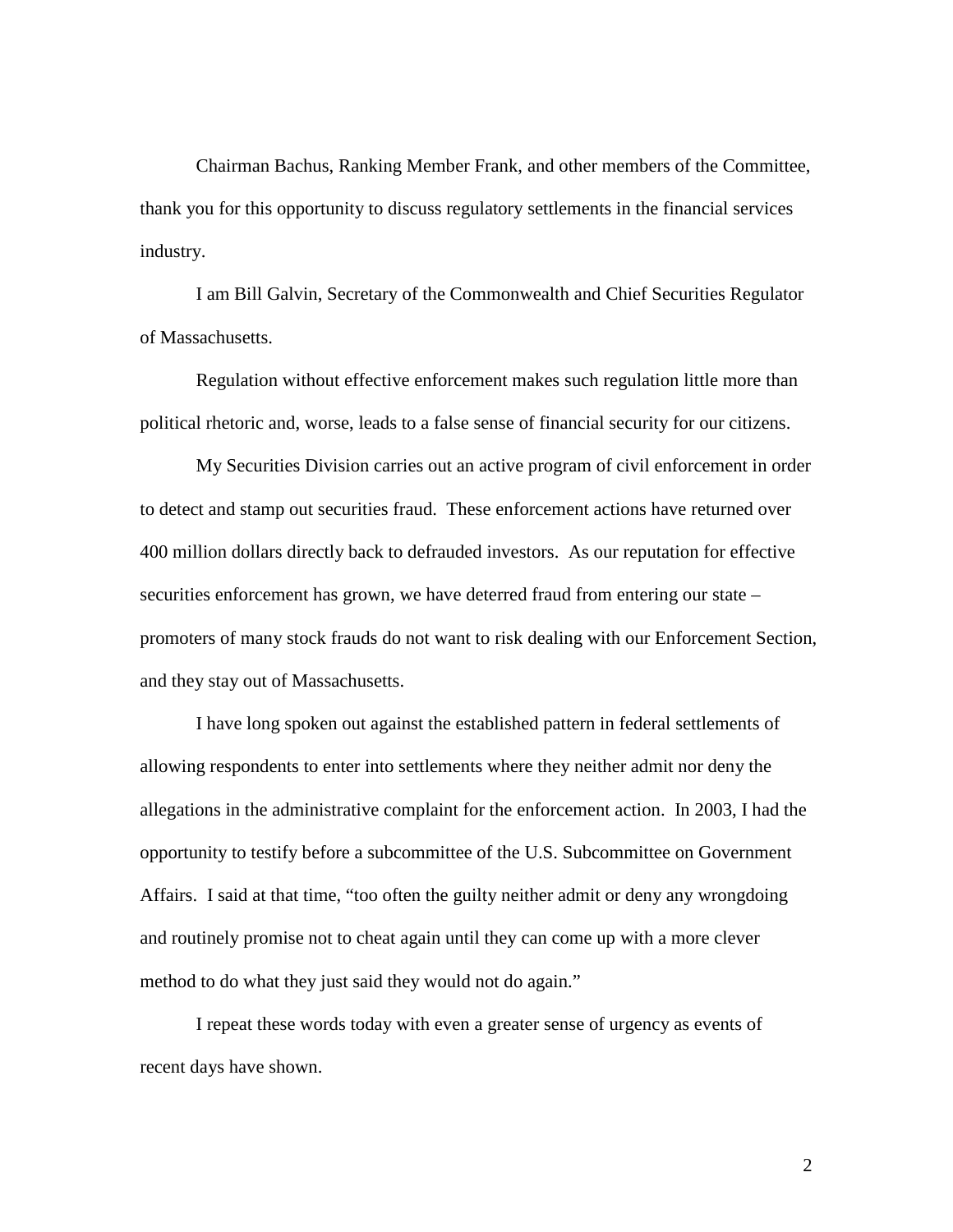Chairman Bachus, Ranking Member Frank, and other members of the Committee, thank you for this opportunity to discuss regulatory settlements in the financial services industry.

I am Bill Galvin, Secretary of the Commonwealth and Chief Securities Regulator of Massachusetts.

Regulation without effective enforcement makes such regulation little more than political rhetoric and, worse, leads to a false sense of financial security for our citizens.

My Securities Division carries out an active program of civil enforcement in order to detect and stamp out securities fraud. These enforcement actions have returned over 400 million dollars directly back to defrauded investors. As our reputation for effective securities enforcement has grown, we have deterred fraud from entering our state – promoters of many stock frauds do not want to risk dealing with our Enforcement Section, and they stay out of Massachusetts.

I have long spoken out against the established pattern in federal settlements of allowing respondents to enter into settlements where they neither admit nor deny the allegations in the administrative complaint for the enforcement action. In 2003, I had the opportunity to testify before a subcommittee of the U.S. Subcommittee on Government Affairs. I said at that time, "too often the guilty neither admit or deny any wrongdoing and routinely promise not to cheat again until they can come up with a more clever method to do what they just said they would not do again."

I repeat these words today with even a greater sense of urgency as events of recent days have shown.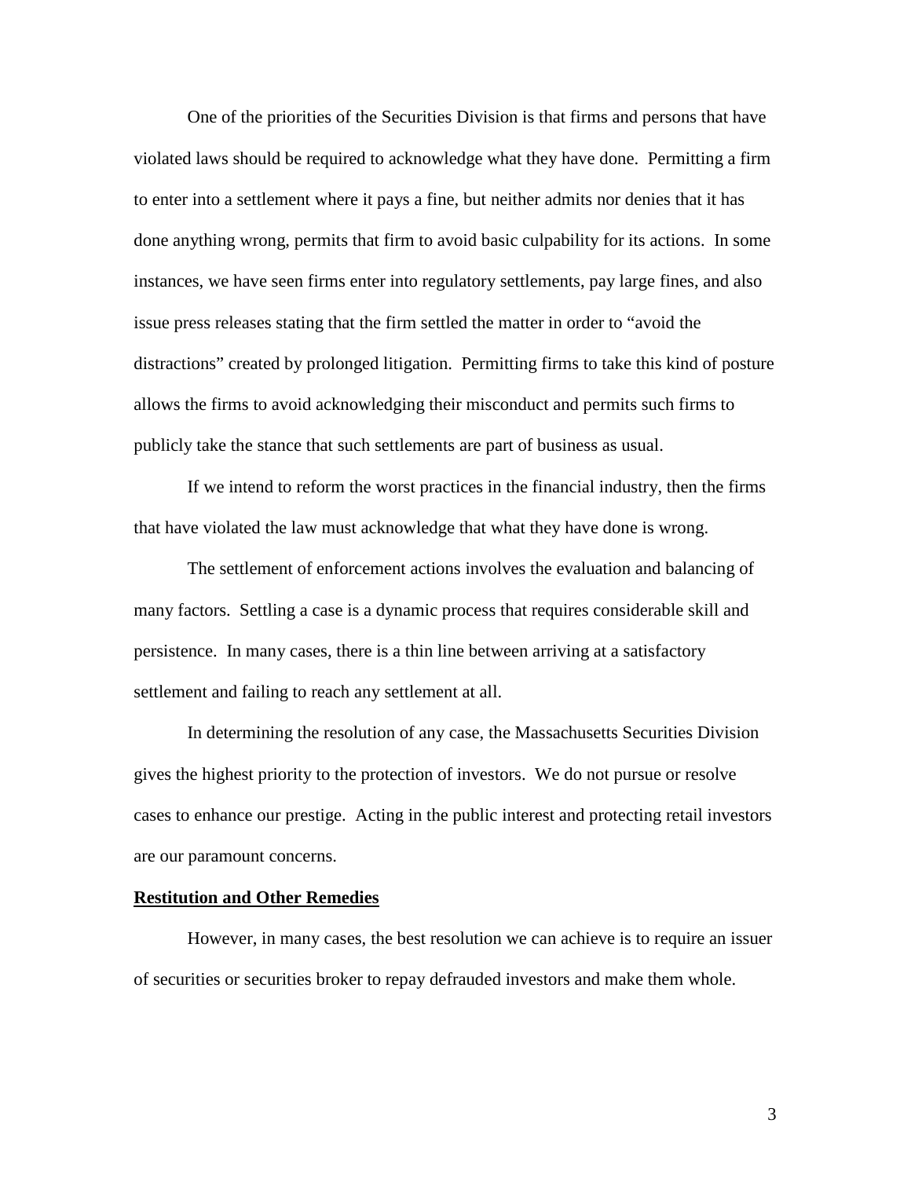One of the priorities of the Securities Division is that firms and persons that have violated laws should be required to acknowledge what they have done. Permitting a firm to enter into a settlement where it pays a fine, but neither admits nor denies that it has done anything wrong, permits that firm to avoid basic culpability for its actions. In some instances, we have seen firms enter into regulatory settlements, pay large fines, and also issue press releases stating that the firm settled the matter in order to "avoid the distractions" created by prolonged litigation. Permitting firms to take this kind of posture allows the firms to avoid acknowledging their misconduct and permits such firms to publicly take the stance that such settlements are part of business as usual.

If we intend to reform the worst practices in the financial industry, then the firms that have violated the law must acknowledge that what they have done is wrong.

The settlement of enforcement actions involves the evaluation and balancing of many factors. Settling a case is a dynamic process that requires considerable skill and persistence. In many cases, there is a thin line between arriving at a satisfactory settlement and failing to reach any settlement at all.

In determining the resolution of any case, the Massachusetts Securities Division gives the highest priority to the protection of investors. We do not pursue or resolve cases to enhance our prestige. Acting in the public interest and protecting retail investors are our paramount concerns.

**Restitution and Other Remedies**

However, in many cases, the best resolution we can achieve is to require an issuer of securities or securities broker to repay defrauded investors and make them whole.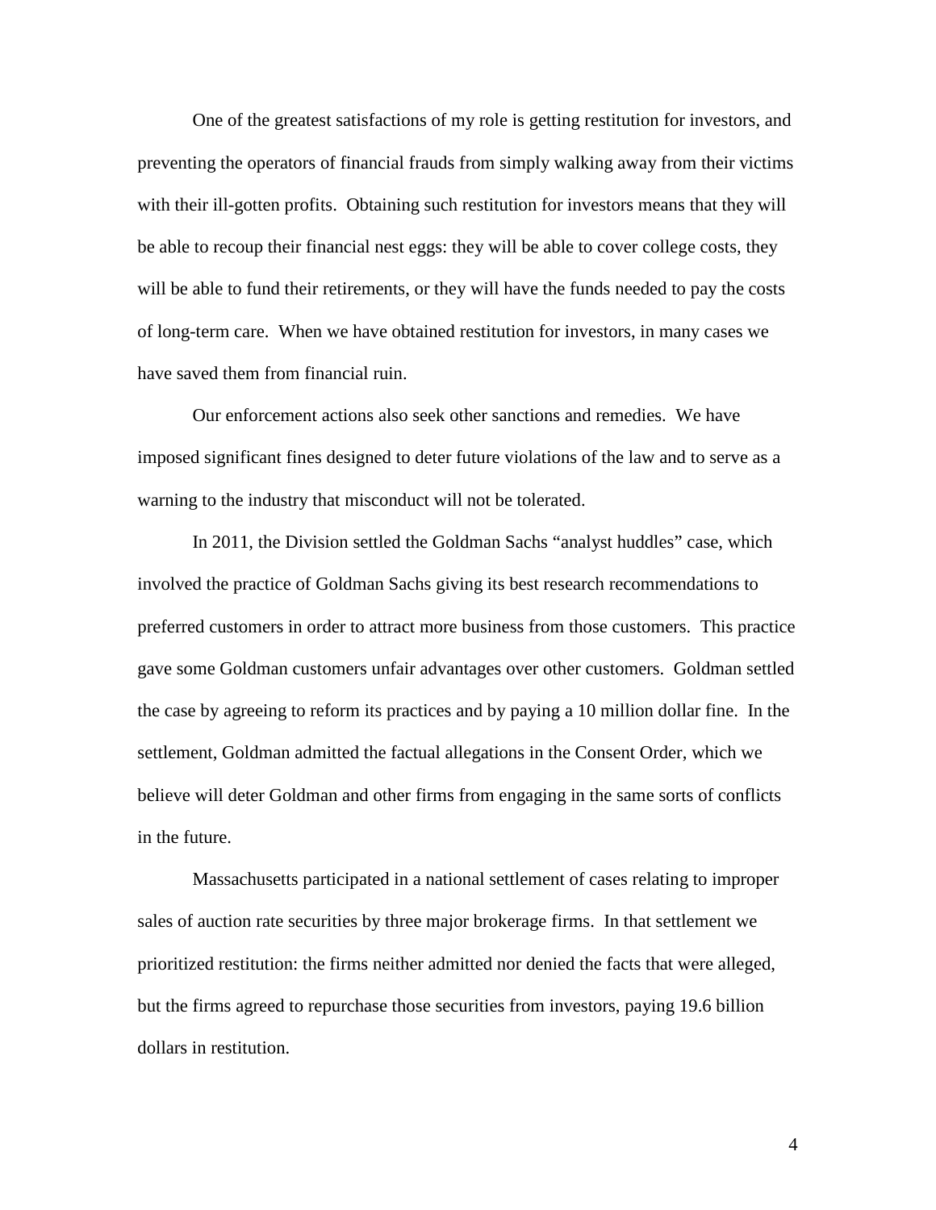One of the greatest satisfactions of my role is getting restitution for investors, and preventing the operators of financial frauds from simply walking away from their victims with their ill-gotten profits. Obtaining such restitution for investors means that they will be able to recoup their financial nest eggs: they will be able to cover college costs, they will be able to fund their retirements, or they will have the funds needed to pay the costs of long-term care. When we have obtained restitution for investors, in many cases we have saved them from financial ruin.

Our enforcement actions also seek other sanctions and remedies. We have imposed significant fines designed to deter future violations of the law and to serve as a warning to the industry that misconduct will not be tolerated.

In 2011, the Division settled the Goldman Sachs "analyst huddles" case, which involved the practice of Goldman Sachs giving its best research recommendations to preferred customers in order to attract more business from those customers. This practice gave some Goldman customers unfair advantages over other customers. Goldman settled the case by agreeing to reform its practices and by paying a 10 million dollar fine. In the settlement, Goldman admitted the factual allegations in the Consent Order, which we believe will deter Goldman and other firms from engaging in the same sorts of conflicts in the future.

Massachusetts participated in a national settlement of cases relating to improper sales of auction rate securities by three major brokerage firms. In that settlement we prioritized restitution: the firms neither admitted nor denied the facts that were alleged, but the firms agreed to repurchase those securities from investors, paying 19.6 billion dollars in restitution.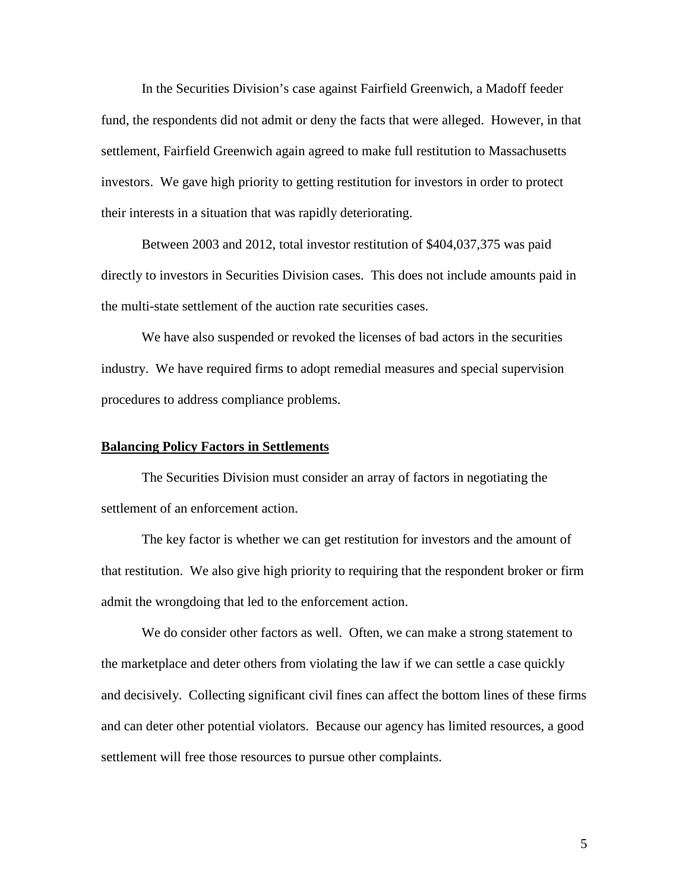In the Securities Division's case against Fairfield Greenwich, a Madoff feeder fund, the respondents did not admit or deny the facts that were alleged. However, in that settlement, Fairfield Greenwich again agreed to make full restitution to Massachusetts investors. We gave high priority to getting restitution for investors in order to protect their interests in a situation that was rapidly deteriorating.

Between 2003 and 2012, total investor restitution of $404,037,375 was paid directly to investors in Securities Division cases. This does not include amounts paid in the multi-state settlement of the auction rate securities cases.

We have also suspended or revoked the licenses of bad actors in the securities industry. We have required firms to adopt remedial measures and special supervision procedures to address compliance problems.

## Balancing Policy Factors in Settlements

The Securities Division must consider an array of factors in negotiating the settlement of an enforcement action.

The key factor is whether we can get restitution for investors and the amount of that restitution. We also give high priority to requiring that the respondent broker or firm admit the wrongdoing that led to the enforcement action.

We do consider other factors as well. Often, we can make a strong statement to the marketplace and deter others from violating the law if we can settle a case quickly and decisively. Collecting significant civil fines can affect the bottom lines of these firms and can deter other potential violators. Because our agency has limited resources, a good settlement will free those resources to pursue other complaints.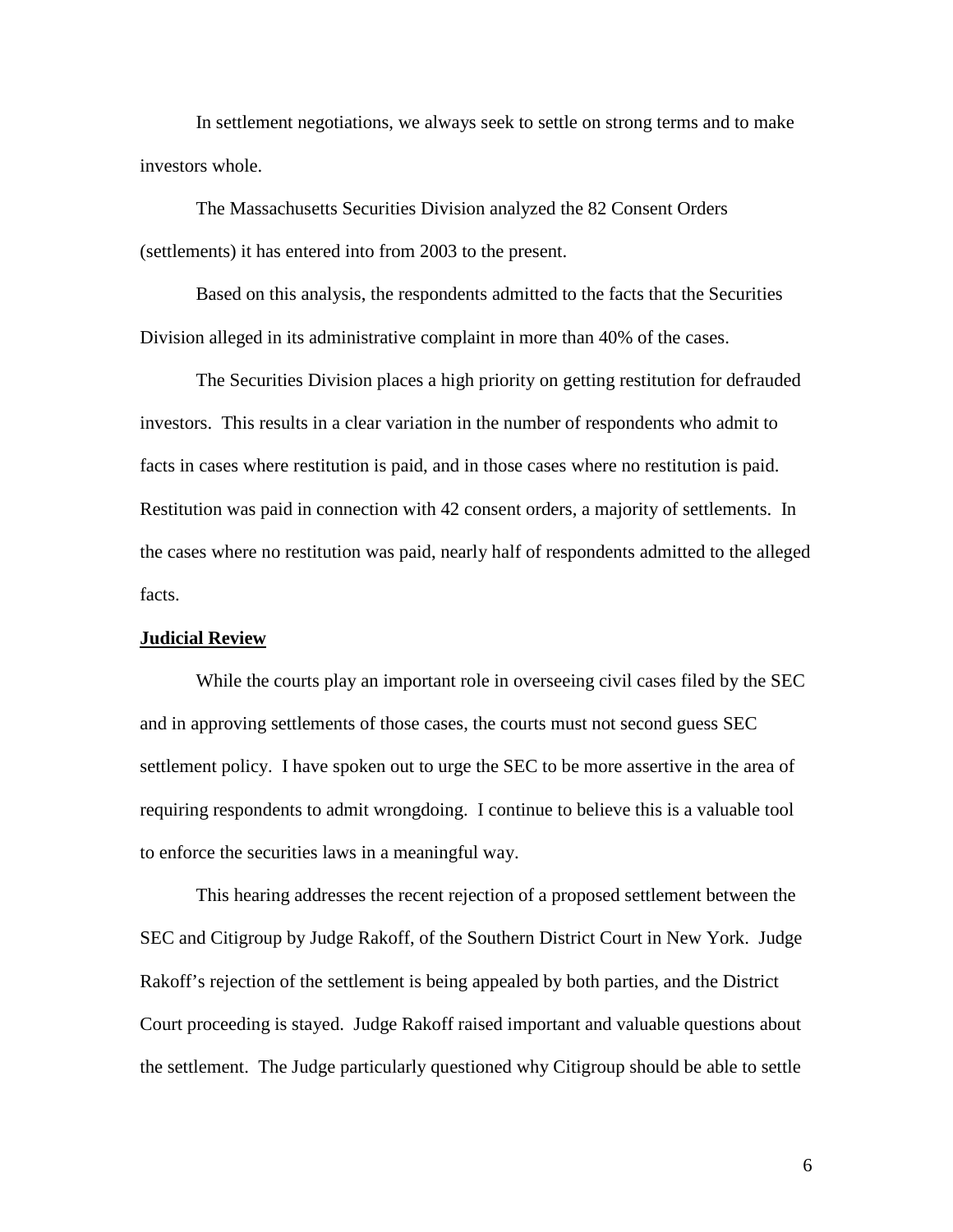In settlement negotiations, we always seek to settle on strong terms and to make investors whole.

The Massachusetts Securities Division analyzed the 82 Consent Orders (settlements) it has entered into from 2003 to the present.

Based on this analysis, the respondents admitted to the facts that the Securities Division alleged in its administrative complaint in more than 40% of the cases.

The Securities Division places a high priority on getting restitution for defrauded investors. This results in a clear variation in the number of respondents who admit to facts in cases where restitution is paid, and in those cases where no restitution is paid. Restitution was paid in connection with 42 consent orders, a majority of settlements. In the cases where no restitution was paid, nearly half of respondents admitted to the alleged facts.

**Judicial Review**

While the courts play an important role in overseeing civil cases filed by the SEC and in approving settlements of those cases, the courts must not second guess SEC settlement policy. I have spoken out to urge the SEC to be more assertive in the area of requiring respondents to admit wrongdoing. I continue to believe this is a valuable tool to enforce the securities laws in a meaningful way.

This hearing addresses the recent rejection of a proposed settlement between the SEC and Citigroup by Judge Rakoff, of the Southern District Court in New York. Judge Rakoff's rejection of the settlement is being appealed by both parties, and the District Court proceeding is stayed. Judge Rakoff raised important and valuable questions about the settlement. The Judge particularly questioned why Citigroup should be able to settle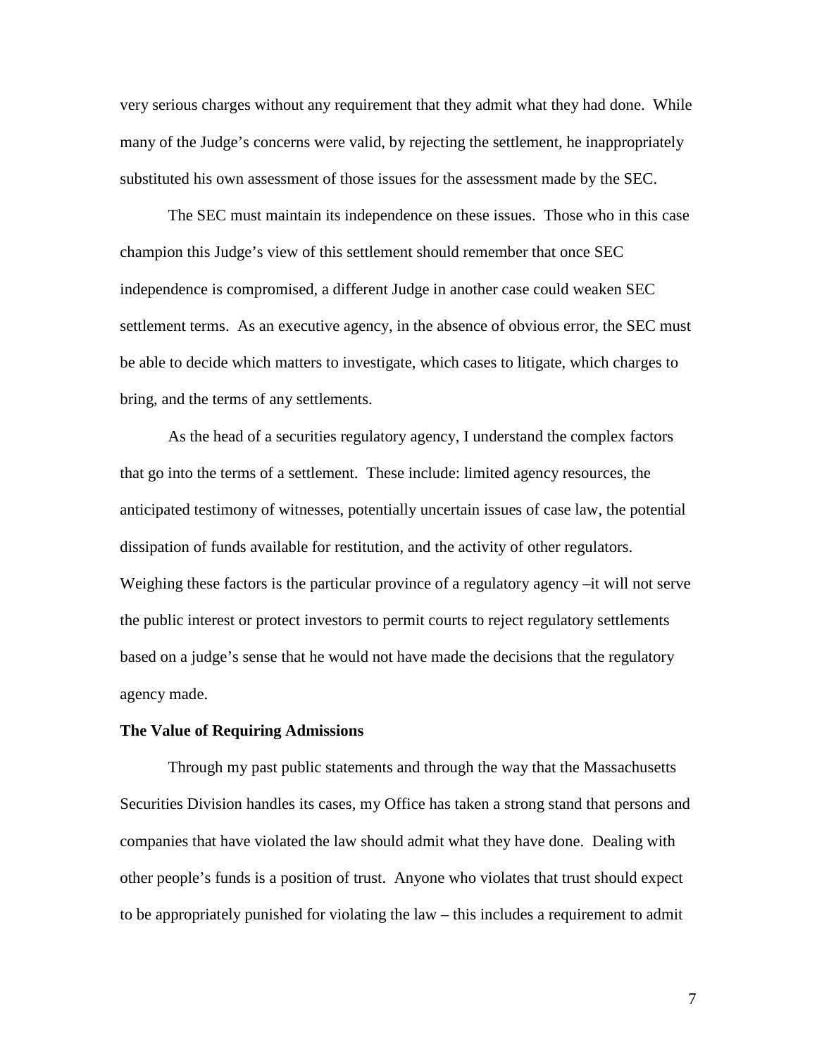very serious charges without any requirement that they admit what they had done. While many of the Judge's concerns were valid, by rejecting the settlement, he inappropriately substituted his own assessment of those issues for the assessment made by the SEC.

The SEC must maintain its independence on these issues. Those who in this case champion this Judge's view of this settlement should remember that once SEC independence is compromised, a different Judge in another case could weaken SEC settlement terms. As an executive agency, in the absence of obvious error, the SEC must be able to decide which matters to investigate, which cases to litigate, which charges to bring, and the terms of any settlements.

As the head of a securities regulatory agency, I understand the complex factors that go into the terms of a settlement. These include: limited agency resources, the anticipated testimony of witnesses, potentially uncertain issues of case law, the potential dissipation of funds available for restitution, and the activity of other regulators. Weighing these factors is the particular province of a regulatory agency –it will not serve the public interest or protect investors to permit courts to reject regulatory settlements based on a judge's sense that he would not have made the decisions that the regulatory agency made.

**The Value of Requiring Admissions**

Through my past public statements and through the way that the Massachusetts Securities Division handles its cases, my Office has taken a strong stand that persons and companies that have violated the law should admit what they have done. Dealing with other people's funds is a position of trust. Anyone who violates that trust should expect to be appropriately punished for violating the law – this includes a requirement to admit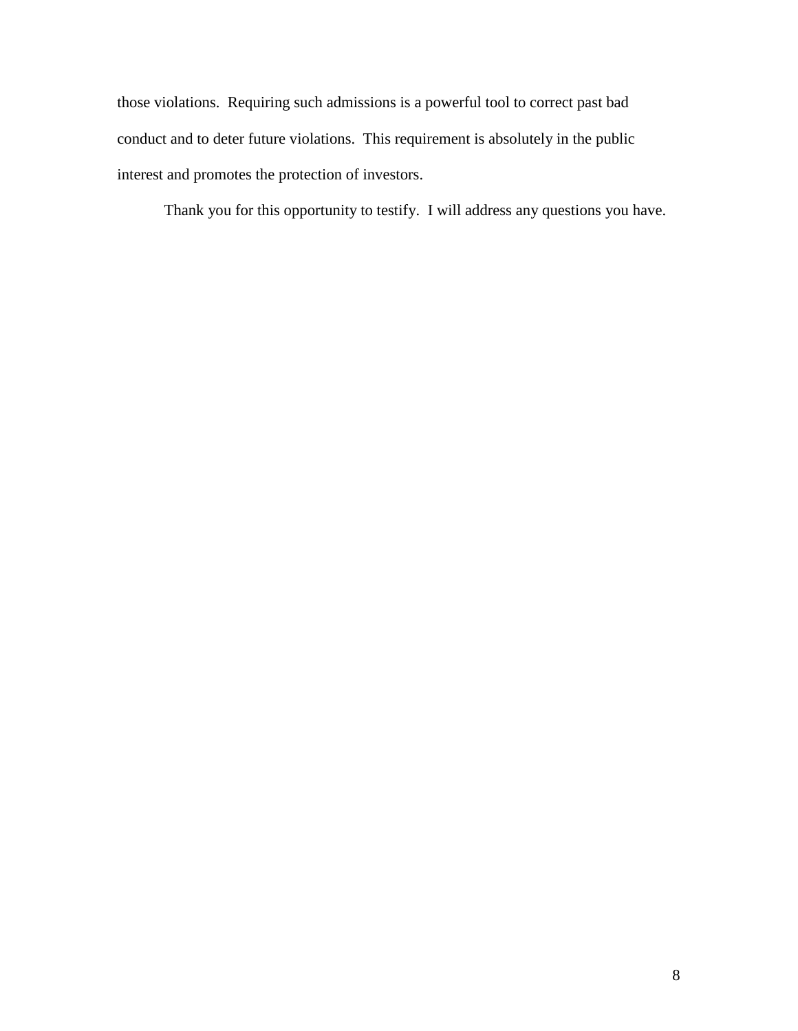those violations. Requiring such admissions is a powerful tool to correct past bad conduct and to deter future violations. This requirement is absolutely in the public interest and promotes the protection of investors.

Thank you for this opportunity to testify. I will address any questions you have.